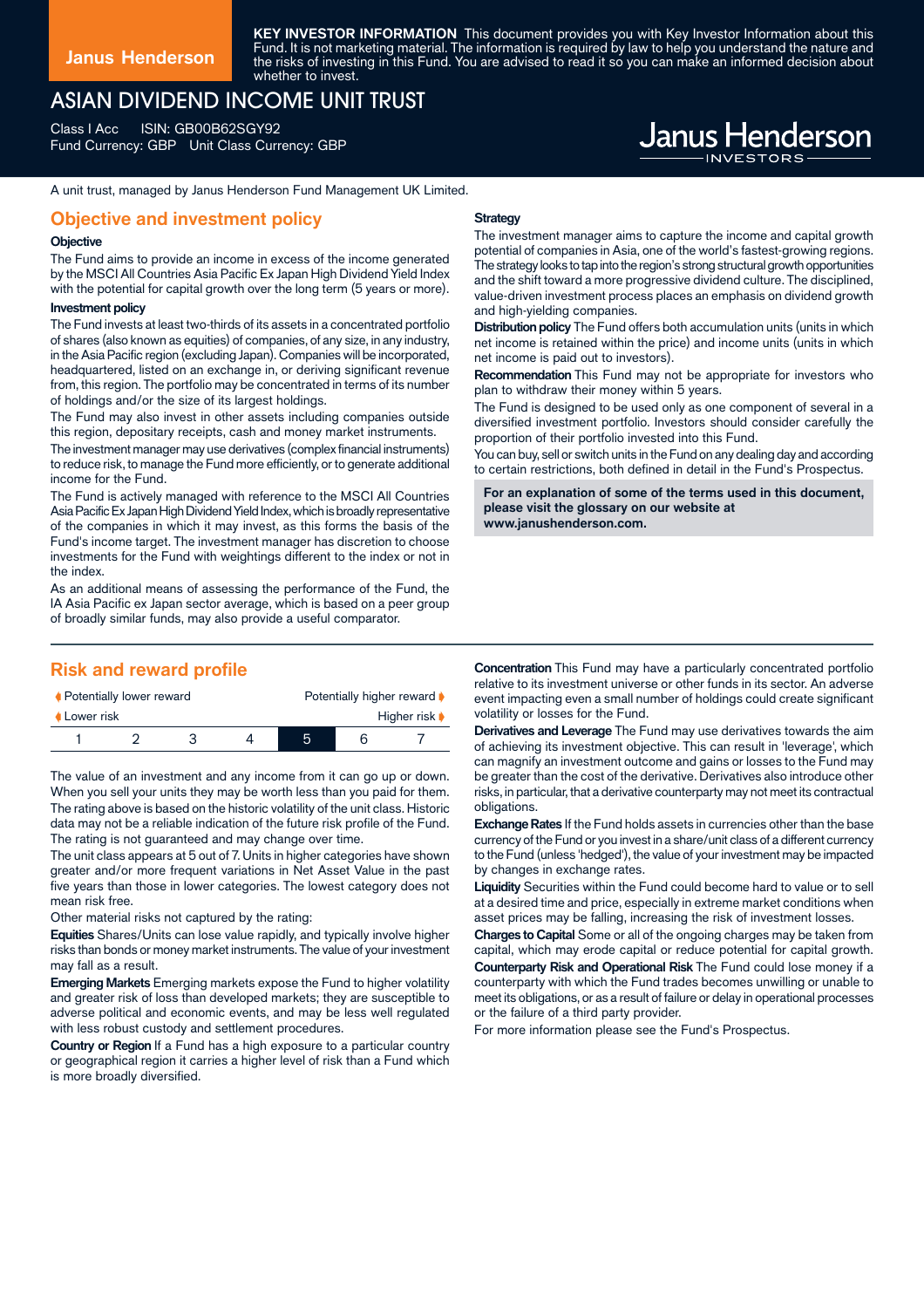Janus Henderson

**KEY INVESTOR INFORMATION** This document provides you with Key Investor Information about this Fund. It is not marketing material. The information is required by law to help you understand the nature and the risks of investing in this Fund. You are advised to read it so you can make an informed decision about whether to invest.

# ASIAN DIVIDEND INCOME UNIT TRUST

Class I Acc ISIN: GB00B62SGY92

Fund Currency: GBP Unit Class Currency: GBP

Janus Henderson INVESTORS

A unit trust, managed by Janus Henderson Fund Management UK Limited.

## Objective and investment policy

**Objective**

The Fund aims to provide an income in excess of the income generated by the MSCI All Countries Asia Pacific Ex Japan High Dividend Yield Index with the potential for capital growth over the long term (5 years or more).

**Investment policy**

The Fund invests at least two-thirds of its assets in a concentrated portfolio of shares (also known as equities) of companies, of any size, in any industry, in the Asia Pacific region (excluding Japan). Companies will be incorporated, headquartered, listed on an exchange in, or deriving significant revenue from, this region. The portfolio may be concentrated in terms of its number of holdings and/or the size of its largest holdings.

The Fund may also invest in other assets including companies outside this region, depositary receipts, cash and money market instruments.

The investment manager may use derivatives (complex financial instruments) to reduce risk, to manage the Fund more efficiently, or to generate additional income for the Fund.

The Fund is actively managed with reference to the MSCI All Countries Asia Pacific Ex Japan High Dividend Yield Index, which is broadly representative of the companies in which it may invest, as this forms the basis of the Fund's income target. The investment manager has discretion to choose investments for the Fund with weightings different to the index or not in the index.

As an additional means of assessing the performance of the Fund, the IA Asia Pacific ex Japan sector average, which is based on a peer group of broadly similar funds, may also provide a useful comparator.

**Strategy**

The investment manager aims to capture the income and capital growth potential of companies in Asia, one of the world's fastest-growing regions. The strategy looks to tap into the region's strong structural growth opportunities and the shift toward a more progressive dividend culture. The disciplined, value-driven investment process places an emphasis on dividend growth and high-yielding companies.

**Distribution policy** The Fund offers both accumulation units (units in which net income is retained within the price) and income units (units in which net income is paid out to investors).

**Recommendation** This Fund may not be appropriate for investors who plan to withdraw their money within 5 years.

The Fund is designed to be used only as one component of several in a diversified investment portfolio. Investors should consider carefully the proportion of their portfolio invested into this Fund.

You can buy, sell or switch units in the Fund on any dealing day and according to certain restrictions, both defined in detail in the Fund's Prospectus.

**For an explanation of some of the terms used in this document, please visit the glossary on our website at www.janushenderson.com.**

## Risk and reward profile

| Potentially lower reward / Lower risk | | | | | | Potentially higher reward / Higher risk |
|---|---|---|---|---|---|---|
| 1 | 2 | 3 | 4 | **5** | 6 | 7 |

The value of an investment and any income from it can go up or down. When you sell your units they may be worth less than you paid for them.

The rating above is based on the historic volatility of the unit class. Historic data may not be a reliable indication of the future risk profile of the Fund. The rating is not guaranteed and may change over time.

The unit class appears at 5 out of 7. Units in higher categories have shown greater and/or more frequent variations in Net Asset Value in the past five years than those in lower categories. The lowest category does not mean risk free.

Other material risks not captured by the rating:

**Equities** Shares/Units can lose value rapidly, and typically involve higher risks than bonds or money market instruments. The value of your investment may fall as a result.

**Emerging Markets** Emerging markets expose the Fund to higher volatility and greater risk of loss than developed markets; they are susceptible to adverse political and economic events, and may be less well regulated with less robust custody and settlement procedures.

**Country or Region** If a Fund has a high exposure to a particular country or geographical region it carries a higher level of risk than a Fund which is more broadly diversified.

**Concentration** This Fund may have a particularly concentrated portfolio relative to its investment universe or other funds in its sector. An adverse event impacting even a small number of holdings could create significant volatility or losses for the Fund.

**Derivatives and Leverage** The Fund may use derivatives towards the aim of achieving its investment objective. This can result in 'leverage', which can magnify an investment outcome and gains or losses to the Fund may be greater than the cost of the derivative. Derivatives also introduce other risks, in particular, that a derivative counterparty may not meet its contractual obligations.

**Exchange Rates** If the Fund holds assets in currencies other than the base currency of the Fund or you invest in a share/unit class of a different currency to the Fund (unless 'hedged'), the value of your investment may be impacted by changes in exchange rates.

**Liquidity** Securities within the Fund could become hard to value or to sell at a desired time and price, especially in extreme market conditions when asset prices may be falling, increasing the risk of investment losses.

**Charges to Capital** Some or all of the ongoing charges may be taken from capital, which may erode capital or reduce potential for capital growth.

**Counterparty Risk and Operational Risk** The Fund could lose money if a counterparty with which the Fund trades becomes unwilling or unable to meet its obligations, or as a result of failure or delay in operational processes or the failure of a third party provider.

For more information please see the Fund's Prospectus.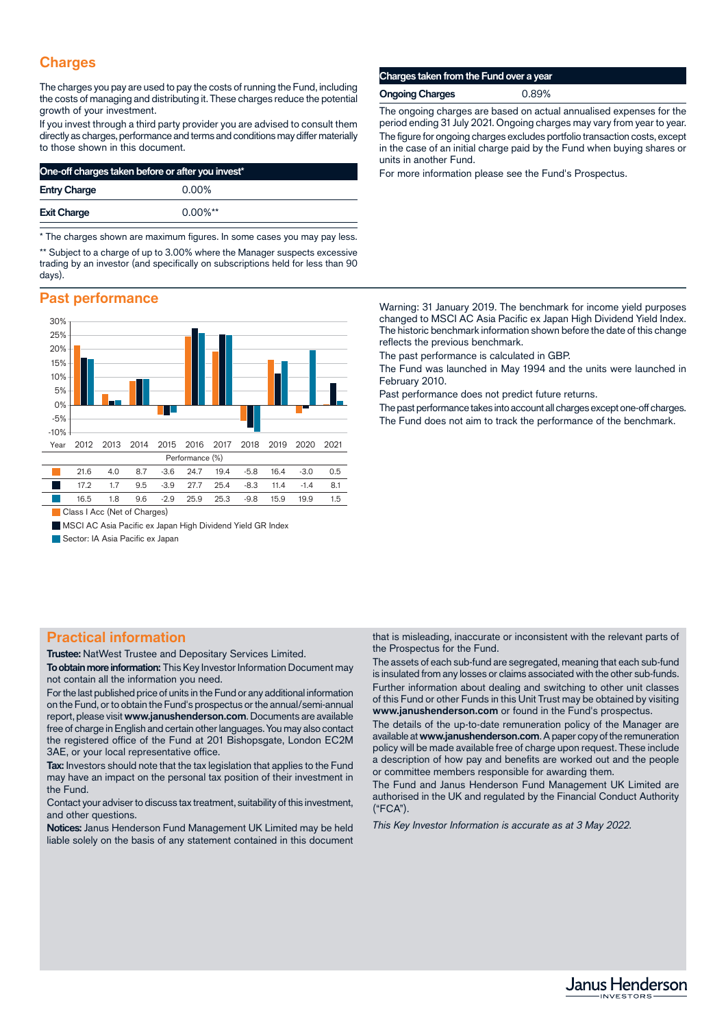## Charges

The charges you pay are used to pay the costs of running the Fund, including the costs of managing and distributing it. These charges reduce the potential growth of your investment.

If you invest through a third party provider you are advised to consult them directly as charges, performance and terms and conditions may differ materially to those shown in this document.

| One-off charges taken before or after you invest* | |
|---|---|
| **Entry Charge** | 0.00% |
| **Exit Charge** | 0.00%** |

* The charges shown are maximum figures. In some cases you may pay less.

** Subject to a charge of up to 3.00% where the Manager suspects excessive trading by an investor (and specifically on subscriptions held for less than 90 days).

| Charges taken from the Fund over a year | |
|---|---|
| **Ongoing Charges** | 0.89% |

The ongoing charges are based on actual annualised expenses for the period ending 31 July 2021. Ongoing charges may vary from year to year.

The figure for ongoing charges excludes portfolio transaction costs, except in the case of an initial charge paid by the Fund when buying shares or units in another Fund.

For more information please see the Fund's Prospectus.

## Past performance

30%
25%
20%
15%
10%
5%
0%
-5%
-10%

| Year | 2012 | 2013 | 2014 | 2015 | 2016 | 2017 | 2018 | 2019 | 2020 | 2021 |
|---|---|---|---|---|---|---|---|---|---|---|
| Performance (%) | | | | | | | | | | |
| Class I Acc (Net of Charges) | 21.6 | 4.0 | 8.7 | -3.6 | 24.7 | 19.4 | -5.8 | 16.4 | -3.0 | 0.5 |
| MSCI AC Asia Pacific ex Japan High Dividend Yield GR Index | 17.2 | 1.7 | 9.5 | -3.9 | 27.7 | 25.4 | -8.3 | 11.4 | -1.4 | 8.1 |
| Sector: IA Asia Pacific ex Japan | 16.5 | 1.8 | 9.6 | -2.9 | 25.9 | 25.3 | -9.8 | 15.9 | 19.9 | 1.5 |

Class I Acc (Net of Charges)

MSCI AC Asia Pacific ex Japan High Dividend Yield GR Index

Sector: IA Asia Pacific ex Japan

Warning: 31 January 2019. The benchmark for income yield purposes changed to MSCI AC Asia Pacific ex Japan High Dividend Yield Index. The historic benchmark information shown before the date of this change reflects the previous benchmark.

The past performance is calculated in GBP.

The Fund was launched in May 1994 and the units were launched in February 2010.

Past performance does not predict future returns.

The past performance takes into account all charges except one-off charges.

The Fund does not aim to track the performance of the benchmark.

## Practical information

**Trustee:** NatWest Trustee and Depositary Services Limited.

**To obtain more information:** This Key Investor Information Document may not contain all the information you need.

For the last published price of units in the Fund or any additional information on the Fund, or to obtain the Fund's prospectus or the annual/semi-annual report, please visit **www.janushenderson.com**. Documents are available free of charge in English and certain other languages. You may also contact the registered office of the Fund at 201 Bishopsgate, London EC2M 3AE, or your local representative office.

**Tax:** Investors should note that the tax legislation that applies to the Fund may have an impact on the personal tax position of their investment in the Fund.

Contact your adviser to discuss tax treatment, suitability of this investment, and other questions.

**Notices:** Janus Henderson Fund Management UK Limited may be held liable solely on the basis of any statement contained in this document that is misleading, inaccurate or inconsistent with the relevant parts of the Prospectus for the Fund.

The assets of each sub-fund are segregated, meaning that each sub-fund is insulated from any losses or claims associated with the other sub-funds.

Further information about dealing and switching to other unit classes of this Fund or other Funds in this Unit Trust may be obtained by visiting **www.janushenderson.com** or found in the Fund's prospectus.

The details of the up-to-date remuneration policy of the Manager are available at **www.janushenderson.com**. A paper copy of the remuneration policy will be made available free of charge upon request. These include a description of how pay and benefits are worked out and the people or committee members responsible for awarding them.

The Fund and Janus Henderson Fund Management UK Limited are authorised in the UK and regulated by the Financial Conduct Authority ("FCA").

*This Key Investor Information is accurate as at 3 May 2022.*

Janus Henderson INVESTORS